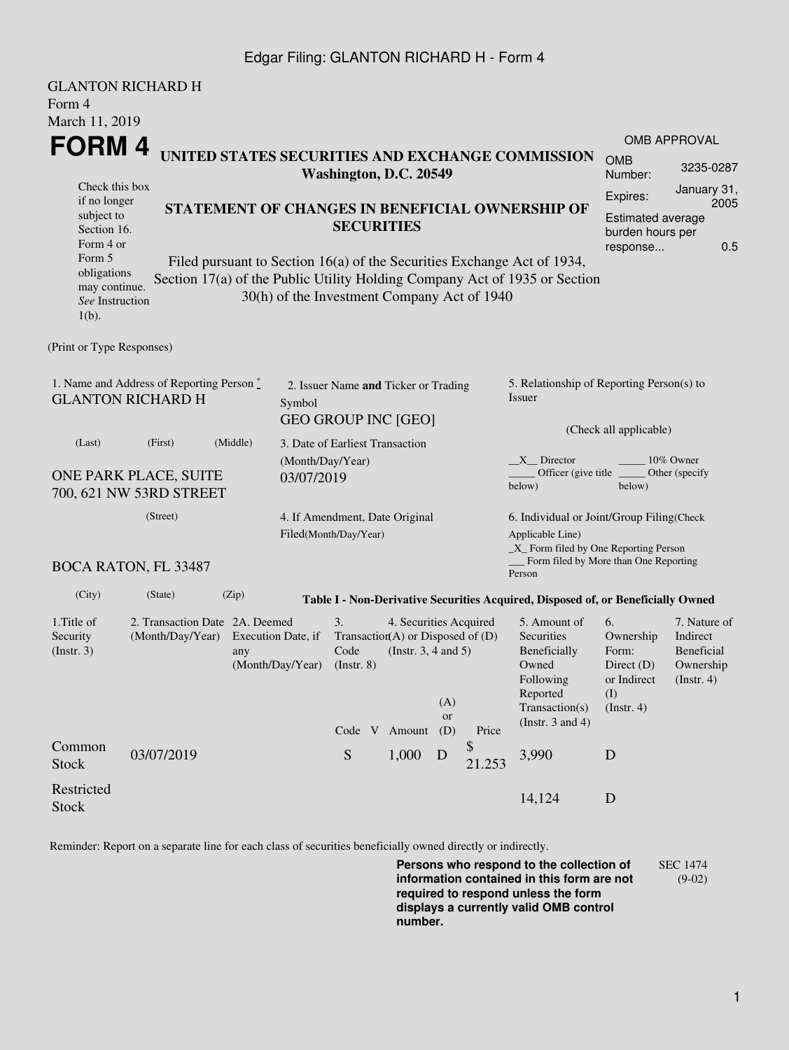Edgar Filing: GLANTON RICHARD H - Form 4

GLANTON RICHARD H
Form 4
March 11, 2019

# FORM 4

**UNITED STATES SECURITIES AND EXCHANGE COMMISSION**
**Washington, D.C. 20549**

Check this box if no longer subject to Section 16. Form 4 or Form 5 obligations may continue. *See* Instruction 1(b).

**STATEMENT OF CHANGES IN BENEFICIAL OWNERSHIP OF SECURITIES**

Filed pursuant to Section 16(a) of the Securities Exchange Act of 1934, Section 17(a) of the Public Utility Holding Company Act of 1935 or Section 30(h) of the Investment Company Act of 1940

| OMB APPROVAL | |
|---|---|
| OMB Number: | 3235-0287 |
| Expires: | January 31, 2005 |
| Estimated average burden hours per response... | 0.5 |

(Print or Type Responses)

1. Name and Address of Reporting Person *
GLANTON RICHARD H
(Last) (First) (Middle)
ONE PARK PLACE, SUITE 700, 621 NW 53RD STREET
(Street)
BOCA RATON, FL 33487
(City) (State) (Zip)

2. Issuer Name **and** Ticker or Trading Symbol
GEO GROUP INC [GEO]

3. Date of Earliest Transaction (Month/Day/Year)
03/07/2019

4. If Amendment, Date Original Filed(Month/Day/Year)

5. Relationship of Reporting Person(s) to Issuer
(Check all applicable)
\_\_X\_\_ Director \_\_\_\_\_ 10% Owner
\_\_\_\_\_ Officer (give title below) \_\_\_\_\_ Other (specify below)

6. Individual or Joint/Group Filing(Check Applicable Line)
\_X\_ Form filed by One Reporting Person
\_\_\_ Form filed by More than One Reporting Person

**Table I - Non-Derivative Securities Acquired, Disposed of, or Beneficially Owned**

| 1.Title of Security (Instr. 3) | 2. Transaction Date (Month/Day/Year) | 2A. Deemed Execution Date, if any (Month/Day/Year) | 3. Transaction Code (Instr. 8) | | 4. Securities Acquired (A) or Disposed of (D) (Instr. 3, 4 and 5) | | | 5. Amount of Securities Beneficially Owned Following Reported Transaction(s) (Instr. 3 and 4) | 6. Ownership Form: Direct (D) or Indirect (I) (Instr. 4) | 7. Nature of Indirect Beneficial Ownership (Instr. 4) |
|---|---|---|---|---|---|---|---|---|---|---|
| | | | Code | V | Amount | (A) or (D) | Price | | | |
| Common Stock | 03/07/2019 | | S | | 1,000 | D | $ 21.253 | 3,990 | D | |
| Restricted Stock | | | | | | | | 14,124 | D | |

Reminder: Report on a separate line for each class of securities beneficially owned directly or indirectly.

**Persons who respond to the collection of information contained in this form are not required to respond unless the form displays a currently valid OMB control number.**

SEC 1474 (9-02)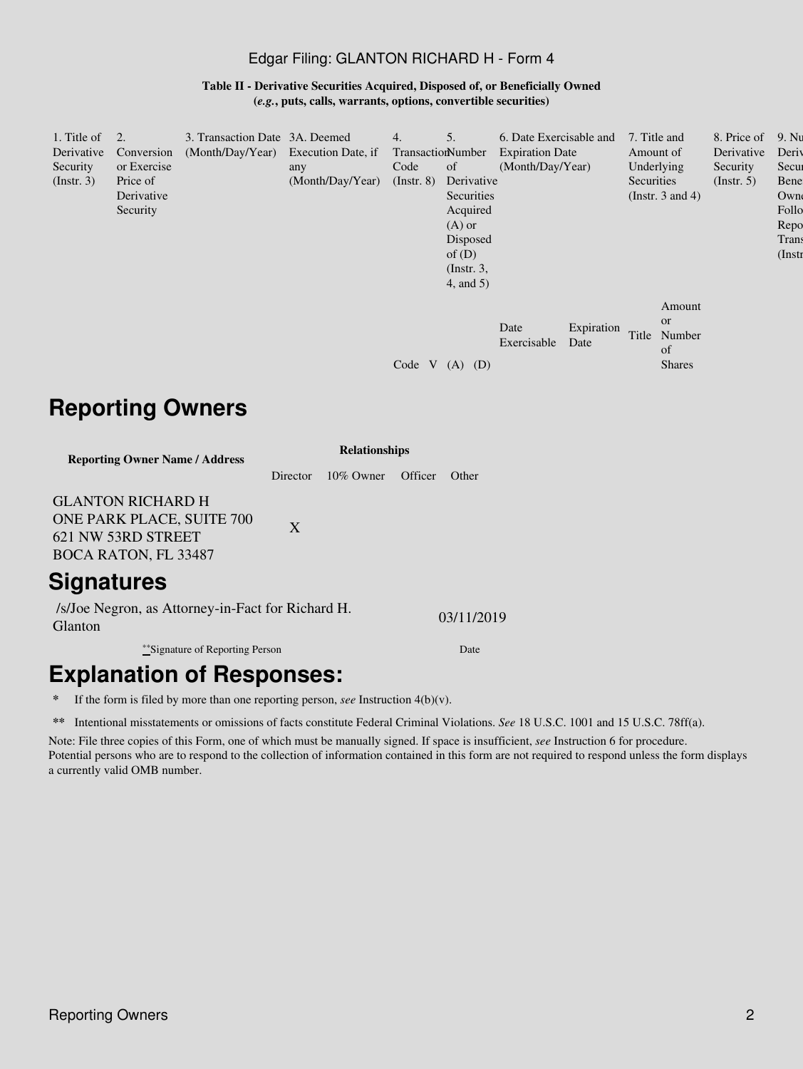**Table II - Derivative Securities Acquired, Disposed of, or Beneficially Owned**
**(*e.g.*, puts, calls, warrants, options, convertible securities)**

| 1. Title of Derivative Security (Instr. 3) | 2. Conversion or Exercise Price of Derivative Security | 3. Transaction Date (Month/Day/Year) | 3A. Deemed Execution Date, if any (Month/Day/Year) | 4. Transaction Code (Instr. 8) | | 5. Number of Derivative Securities Acquired (A) or Disposed of (D) (Instr. 3, 4, and 5) | | 6. Date Exercisable and Expiration Date (Month/Day/Year) | | 7. Title and Amount of Underlying Securities (Instr. 3 and 4) | | 8. Price of Derivative Security (Instr. 5) | 9. Nu Deriv Secur Bene Owne Follo Repo Trans (Instr |
|---|---|---|---|---|---|---|---|---|---|---|---|---|---|
| | | | | Code | V | (A) | (D) | Date Exercisable | Expiration Date | Title | Amount or Number of Shares | | |

# Reporting Owners

| Reporting Owner Name / Address | Relationships | | | |
|---|---|---|---|---|
| | Director | 10% Owner | Officer | Other |
| GLANTON RICHARD H<br>ONE PARK PLACE, SUITE 700<br>621 NW 53RD STREET<br>BOCA RATON, FL 33487 | X | | | |

# Signatures

| | |
|---|---|
| /s/Joe Negron, as Attorney-in-Fact for Richard H. Glanton | 03/11/2019 |
| **Signature of Reporting Person | Date |

# Explanation of Responses:

\* If the form is filed by more than one reporting person, *see* Instruction 4(b)(v).

\*\* Intentional misstatements or omissions of facts constitute Federal Criminal Violations. *See* 18 U.S.C. 1001 and 15 U.S.C. 78ff(a).

Note: File three copies of this Form, one of which must be manually signed. If space is insufficient, *see* Instruction 6 for procedure.
Potential persons who are to respond to the collection of information contained in this form are not required to respond unless the form displays a currently valid OMB number.